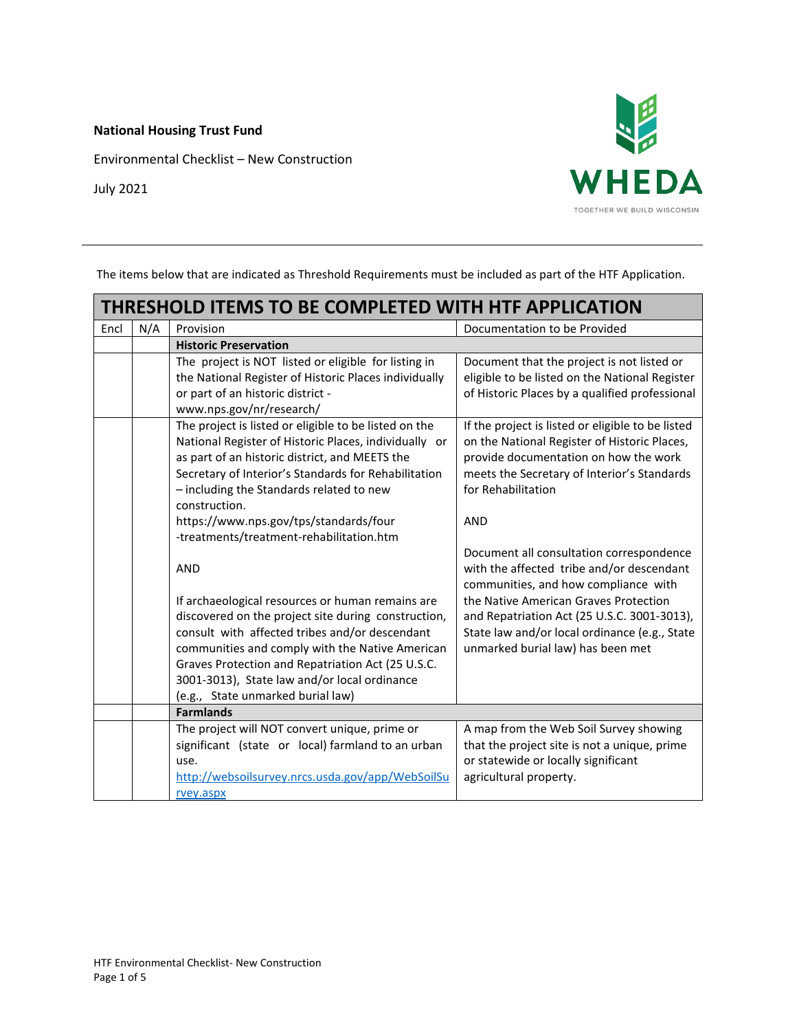**National Housing Trust Fund**

Environmental Checklist – New Construction

July 2021

The items below that are indicated as Threshold Requirements must be included as part of the HTF Application.

| **THRESHOLD ITEMS TO BE COMPLETED WITH HTF APPLICATION** | | | |
|---|---|---|---|
| Encl | N/A | Provision | Documentation to be Provided |
| | | **Historic Preservation** | |
| | | The project is NOT listed or eligible for listing in the National Register of Historic Places individually or part of an historic district - www.nps.gov/nr/research/ | Document that the project is not listed or eligible to be listed on the National Register of Historic Places by a qualified professional |
| | | The project is listed or eligible to be listed on the National Register of Historic Places, individually or as part of an historic district, and MEETS the Secretary of Interior's Standards for Rehabilitation – including the Standards related to new construction. https://www.nps.gov/tps/standards/four-treatments/treatment-rehabilitation.htm<br><br>AND<br><br>If archaeological resources or human remains are discovered on the project site during construction, consult with affected tribes and/or descendant communities and comply with the Native American Graves Protection and Repatriation Act (25 U.S.C. 3001-3013), State law and/or local ordinance (e.g., State unmarked burial law) | If the project is listed or eligible to be listed on the National Register of Historic Places, provide documentation on how the work meets the Secretary of Interior's Standards for Rehabilitation<br><br>AND<br><br>Document all consultation correspondence with the affected tribe and/or descendant communities, and how compliance with the Native American Graves Protection and Repatriation Act (25 U.S.C. 3001-3013), State law and/or local ordinance (e.g., State unmarked burial law) has been met |
| | | **Farmlands** | |
| | | The project will NOT convert unique, prime or significant (state or local) farmland to an urban use. http://websoilsurvey.nrcs.usda.gov/app/WebSoilSurvey.aspx | A map from the Web Soil Survey showing that the project site is not a unique, prime or statewide or locally significant agricultural property. |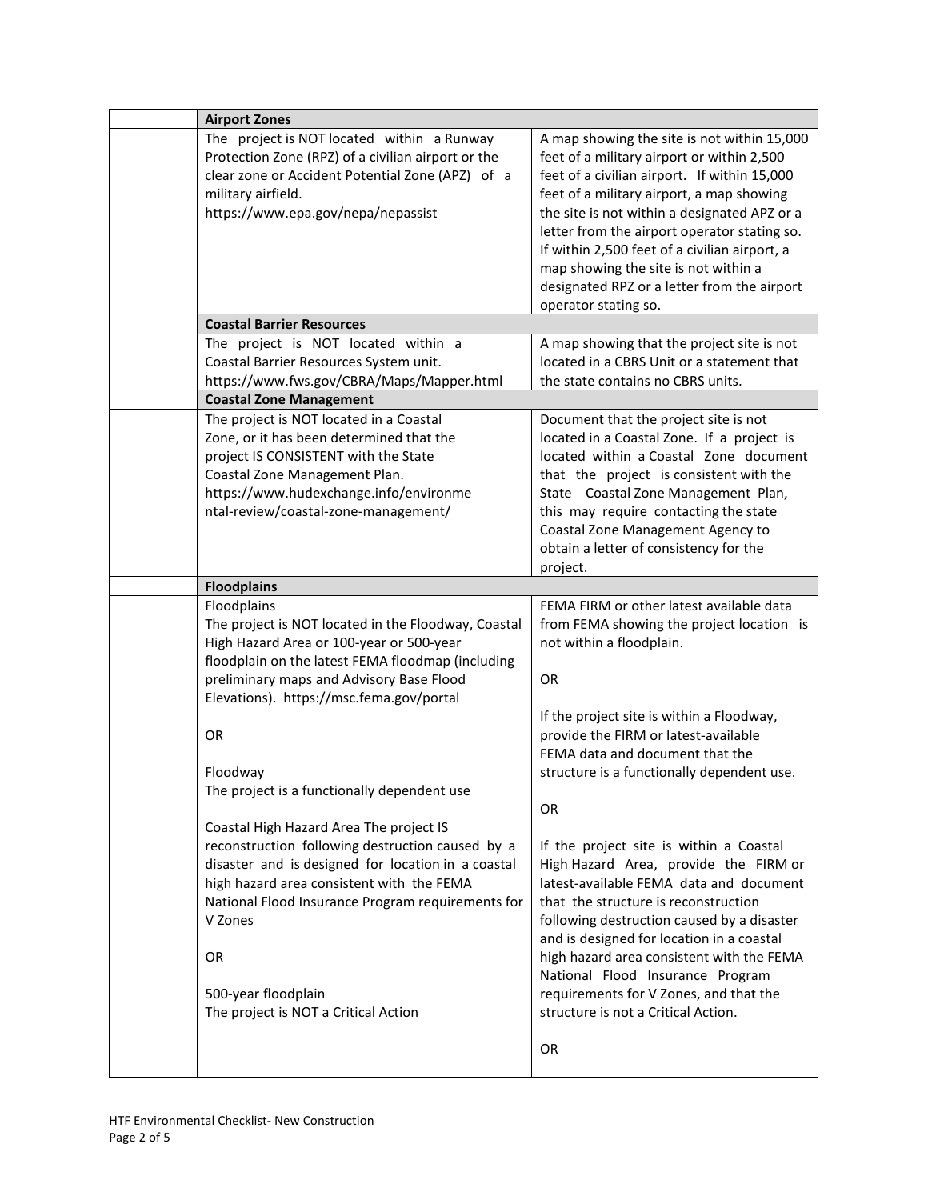|  |  |  |  |
|---|---|---|---|
|  |  | **Airport Zones** |  |
|  |  | The project is NOT located within a Runway Protection Zone (RPZ) of a civilian airport or the clear zone or Accident Potential Zone (APZ) of a military airfield. https://www.epa.gov/nepa/nepassist | A map showing the site is not within 15,000 feet of a military airport or within 2,500 feet of a civilian airport. If within 15,000 feet of a military airport, a map showing the site is not within a designated APZ or a letter from the airport operator stating so. If within 2,500 feet of a civilian airport, a map showing the site is not within a designated RPZ or a letter from the airport operator stating so. |
|  |  | **Coastal Barrier Resources** |  |
|  |  | The project is NOT located within a Coastal Barrier Resources System unit. https://www.fws.gov/CBRA/Maps/Mapper.html | A map showing that the project site is not located in a CBRS Unit or a statement that the state contains no CBRS units. |
|  |  | **Coastal Zone Management** |  |
|  |  | The project is NOT located in a Coastal Zone, or it has been determined that the project IS CONSISTENT with the State Coastal Zone Management Plan. https://www.hudexchange.info/environmental-review/coastal-zone-management/ | Document that the project site is not located in a Coastal Zone. If a project is located within a Coastal Zone document that the project is consistent with the State Coastal Zone Management Plan, this may require contacting the state Coastal Zone Management Agency to obtain a letter of consistency for the project. |
|  |  | **Floodplains** |  |
|  |  | Floodplains<br>The project is NOT located in the Floodway, Coastal High Hazard Area or 100-year or 500-year floodplain on the latest FEMA floodmap (including preliminary maps and Advisory Base Flood Elevations). https://msc.fema.gov/portal<br><br>OR<br><br>Floodway<br>The project is a functionally dependent use<br><br>Coastal High Hazard Area The project IS reconstruction following destruction caused by a disaster and is designed for location in a coastal high hazard area consistent with the FEMA National Flood Insurance Program requirements for V Zones<br><br>OR<br><br>500-year floodplain<br>The project is NOT a Critical Action | FEMA FIRM or other latest available data from FEMA showing the project location is not within a floodplain.<br><br>OR<br><br>If the project site is within a Floodway, provide the FIRM or latest-available FEMA data and document that the structure is a functionally dependent use.<br><br>OR<br><br>If the project site is within a Coastal High Hazard Area, provide the FIRM or latest-available FEMA data and document that the structure is reconstruction following destruction caused by a disaster and is designed for location in a coastal high hazard area consistent with the FEMA National Flood Insurance Program requirements for V Zones, and that the structure is not a Critical Action.<br><br>OR |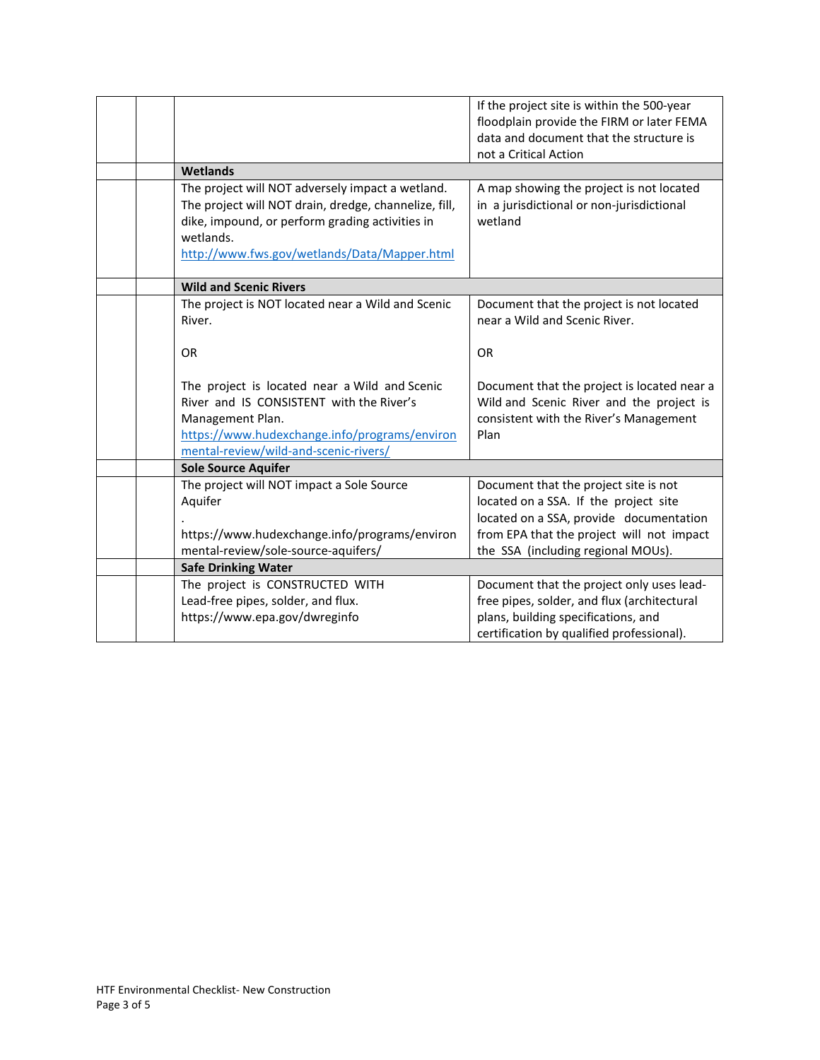| | | | |
|---|---|---|---|
| | | | If the project site is within the 500-year floodplain provide the FIRM or later FEMA data and document that the structure is not a Critical Action |
| | | **Wetlands** | |
| | | The project will NOT adversely impact a wetland. The project will NOT drain, dredge, channelize, fill, dike, impound, or perform grading activities in wetlands. http://www.fws.gov/wetlands/Data/Mapper.html | A map showing the project is not located in a jurisdictional or non-jurisdictional wetland |
| | | **Wild and Scenic Rivers** | |
| | | The project is NOT located near a Wild and Scenic River.<br><br>OR<br><br>The project is located near a Wild and Scenic River and IS CONSISTENT with the River's Management Plan. https://www.hudexchange.info/programs/environmental-review/wild-and-scenic-rivers/ | Document that the project is not located near a Wild and Scenic River.<br><br>OR<br><br>Document that the project is located near a Wild and Scenic River and the project is consistent with the River's Management Plan |
| | | **Sole Source Aquifer** | |
| | | The project will NOT impact a Sole Source Aquifer<br>.<br>https://www.hudexchange.info/programs/environmental-review/sole-source-aquifers/ | Document that the project site is not located on a SSA. If the project site located on a SSA, provide documentation from EPA that the project will not impact the SSA (including regional MOUs). |
| | | **Safe Drinking Water** | |
| | | The project is CONSTRUCTED WITH Lead-free pipes, solder, and flux. https://www.epa.gov/dwreginfo | Document that the project only uses lead-free pipes, solder, and flux (architectural plans, building specifications, and certification by qualified professional). |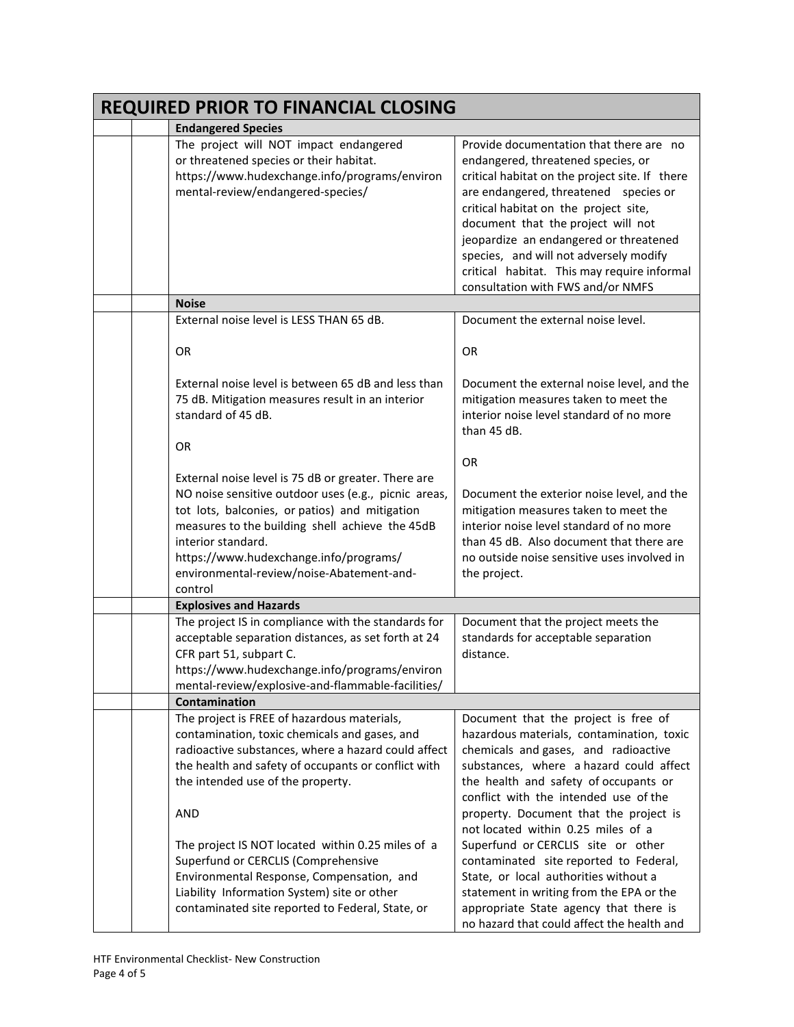| REQUIRED PRIOR TO FINANCIAL CLOSING | | | |
|---|---|---|---|
| | | **Endangered Species** | |
| | | The project will NOT impact endangered or threatened species or their habitat. https://www.hudexchange.info/programs/environmental-review/endangered-species/ | Provide documentation that there are no endangered, threatened species, or critical habitat on the project site. If there are endangered, threatened species or critical habitat on the project site, document that the project will not jeopardize an endangered or threatened species, and will not adversely modify critical habitat. This may require informal consultation with FWS and/or NMFS |
| | | **Noise** | |
| | | External noise level is LESS THAN 65 dB.<br><br>OR<br><br>External noise level is between 65 dB and less than 75 dB. Mitigation measures result in an interior standard of 45 dB.<br><br>OR<br><br>External noise level is 75 dB or greater. There are NO noise sensitive outdoor uses (e.g., picnic areas, tot lots, balconies, or patios) and mitigation measures to the building shell achieve the 45dB interior standard. https://www.hudexchange.info/programs/environmental-review/noise-Abatement-and-control | Document the external noise level.<br><br>OR<br><br>Document the external noise level, and the mitigation measures taken to meet the interior noise level standard of no more than 45 dB.<br><br>OR<br><br>Document the exterior noise level, and the mitigation measures taken to meet the interior noise level standard of no more than 45 dB. Also document that there are no outside noise sensitive uses involved in the project. |
| | | **Explosives and Hazards** | |
| | | The project IS in compliance with the standards for acceptable separation distances, as set forth at 24 CFR part 51, subpart C. https://www.hudexchange.info/programs/environmental-review/explosive-and-flammable-facilities/ | Document that the project meets the standards for acceptable separation distance. |
| | | **Contamination** | |
| | | The project is FREE of hazardous materials, contamination, toxic chemicals and gases, and radioactive substances, where a hazard could affect the health and safety of occupants or conflict with the intended use of the property.<br><br>AND<br><br>The project IS NOT located within 0.25 miles of a Superfund or CERCLIS (Comprehensive Environmental Response, Compensation, and Liability Information System) site or other contaminated site reported to Federal, State, or | Document that the project is free of hazardous materials, contamination, toxic chemicals and gases, and radioactive substances, where a hazard could affect the health and safety of occupants or conflict with the intended use of the property. Document that the project is not located within 0.25 miles of a Superfund or CERCLIS site or other contaminated site reported to Federal, State, or local authorities without a statement in writing from the EPA or the appropriate State agency that there is no hazard that could affect the health and |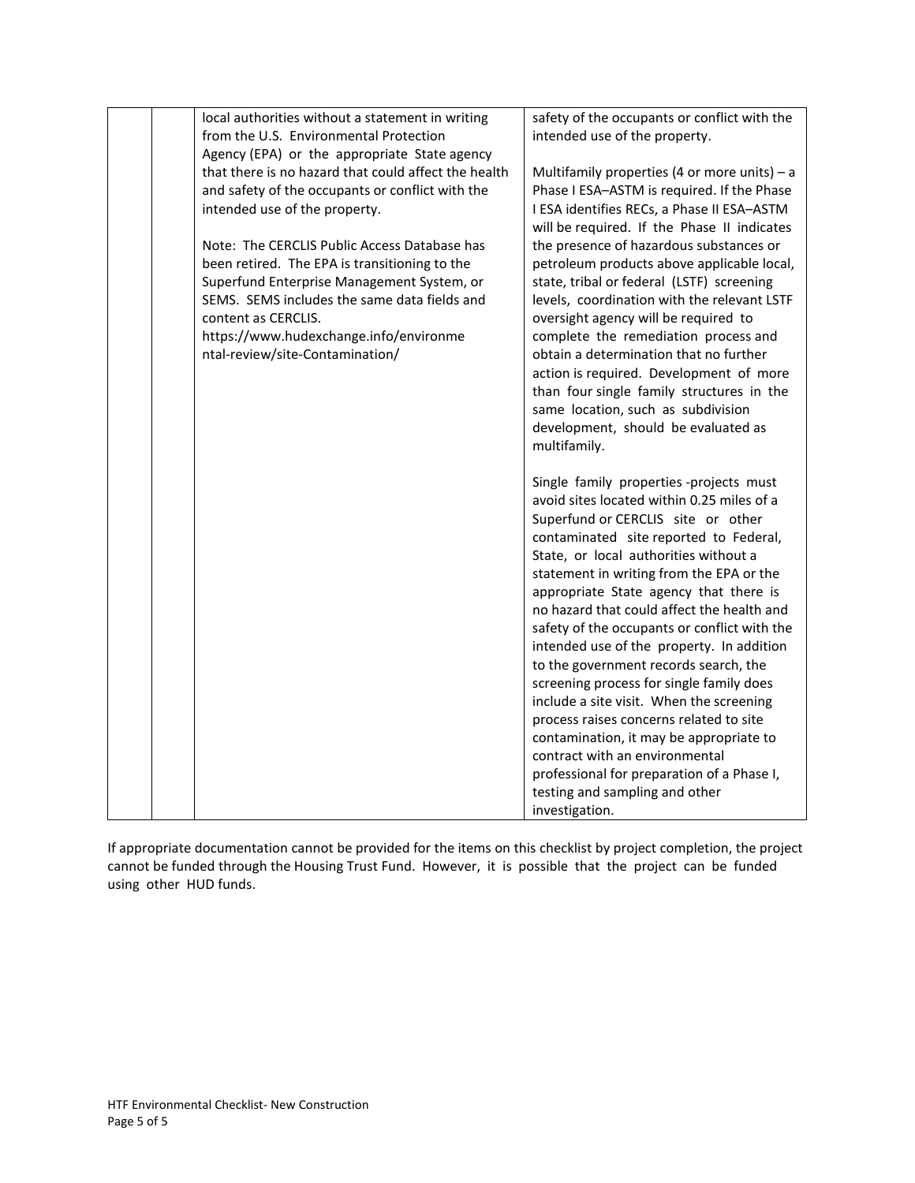| | | | |
|---|---|---|---|
| | | local authorities without a statement in writing from the U.S. Environmental Protection Agency (EPA) or the appropriate State agency that there is no hazard that could affect the health and safety of the occupants or conflict with the intended use of the property.<br><br>Note: The CERCLIS Public Access Database has been retired. The EPA is transitioning to the Superfund Enterprise Management System, or SEMS. SEMS includes the same data fields and content as CERCLIS. https://www.hudexchange.info/environmental-review/site-Contamination/ | safety of the occupants or conflict with the intended use of the property.<br><br>Multifamily properties (4 or more units) – a Phase I ESA–ASTM is required. If the Phase I ESA identifies RECs, a Phase II ESA–ASTM will be required. If the Phase II indicates the presence of hazardous substances or petroleum products above applicable local, state, tribal or federal (LSTF) screening levels, coordination with the relevant LSTF oversight agency will be required to complete the remediation process and obtain a determination that no further action is required. Development of more than four single family structures in the same location, such as subdivision development, should be evaluated as multifamily.<br><br>Single family properties -projects must avoid sites located within 0.25 miles of a Superfund or CERCLIS site or other contaminated site reported to Federal, State, or local authorities without a statement in writing from the EPA or the appropriate State agency that there is no hazard that could affect the health and safety of the occupants or conflict with the intended use of the property. In addition to the government records search, the screening process for single family does include a site visit. When the screening process raises concerns related to site contamination, it may be appropriate to contract with an environmental professional for preparation of a Phase I, testing and sampling and other investigation. |

If appropriate documentation cannot be provided for the items on this checklist by project completion, the project cannot be funded through the Housing Trust Fund. However, it is possible that the project can be funded using other HUD funds.